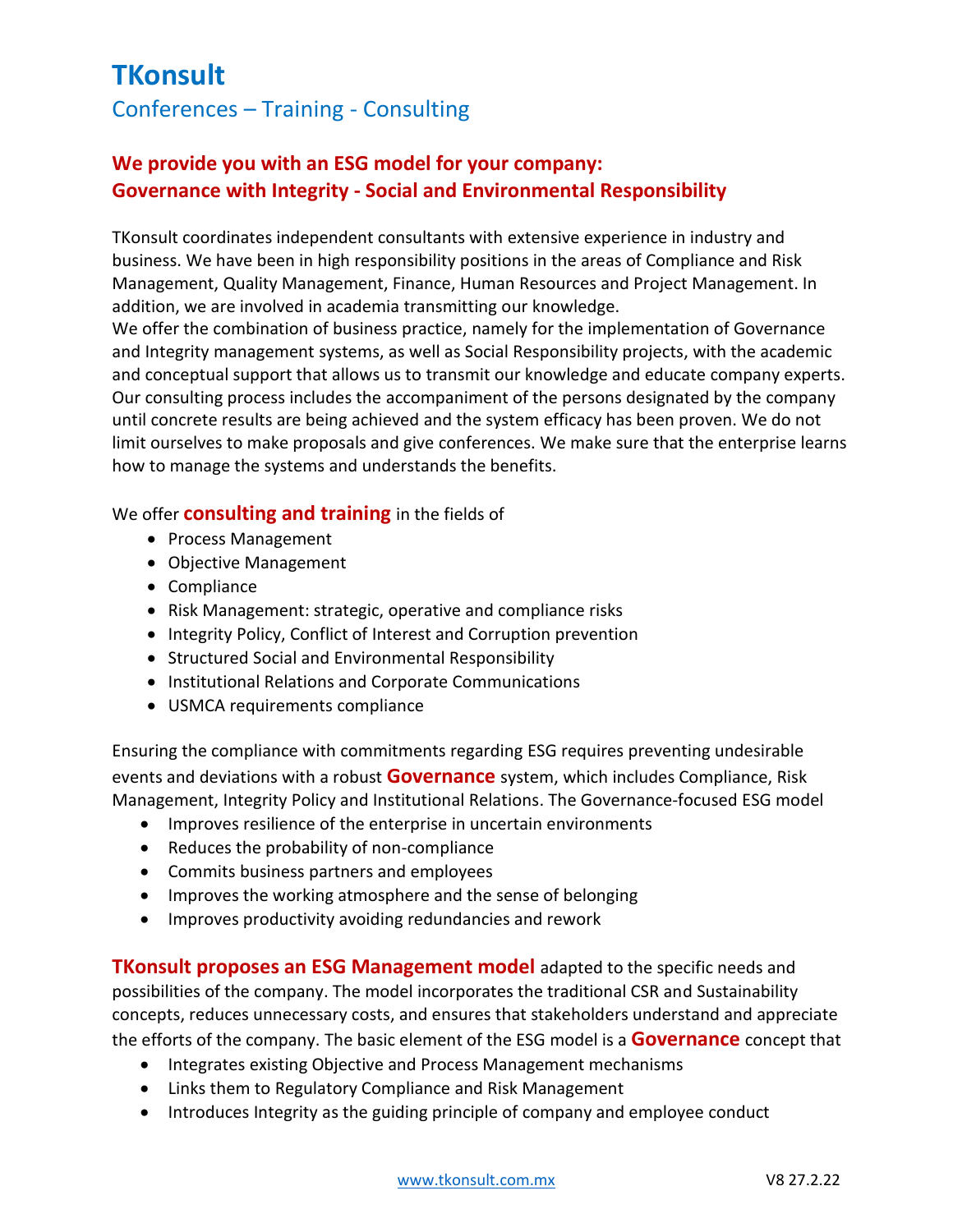# TKonsult

## Conferences – Training - Consulting

### We provide you with an ESG model for your company: Governance with Integrity - Social and Environmental Responsibility

TKonsult coordinates independent consultants with extensive experience in industry and business. We have been in high responsibility positions in the areas of Compliance and Risk Management, Quality Management, Finance, Human Resources and Project Management. In addition, we are involved in academia transmitting our knowledge.
We offer the combination of business practice, namely for the implementation of Governance and Integrity management systems, as well as Social Responsibility projects, with the academic and conceptual support that allows us to transmit our knowledge and educate company experts. Our consulting process includes the accompaniment of the persons designated by the company until concrete results are being achieved and the system efficacy has been proven. We do not limit ourselves to make proposals and give conferences. We make sure that the enterprise learns how to manage the systems and understands the benefits.

We offer **consulting and training** in the fields of

- Process Management
- Objective Management
- Compliance
- Risk Management: strategic, operative and compliance risks
- Integrity Policy, Conflict of Interest and Corruption prevention
- Structured Social and Environmental Responsibility
- Institutional Relations and Corporate Communications
- USMCA requirements compliance

Ensuring the compliance with commitments regarding ESG requires preventing undesirable events and deviations with a robust **Governance** system, which includes Compliance, Risk Management, Integrity Policy and Institutional Relations. The Governance-focused ESG model

- Improves resilience of the enterprise in uncertain environments
- Reduces the probability of non-compliance
- Commits business partners and employees
- Improves the working atmosphere and the sense of belonging
- Improves productivity avoiding redundancies and rework

**TKonsult proposes an ESG Management model** adapted to the specific needs and possibilities of the company. The model incorporates the traditional CSR and Sustainability concepts, reduces unnecessary costs, and ensures that stakeholders understand and appreciate the efforts of the company. The basic element of the ESG model is a **Governance** concept that

- Integrates existing Objective and Process Management mechanisms
- Links them to Regulatory Compliance and Risk Management
- Introduces Integrity as the guiding principle of company and employee conduct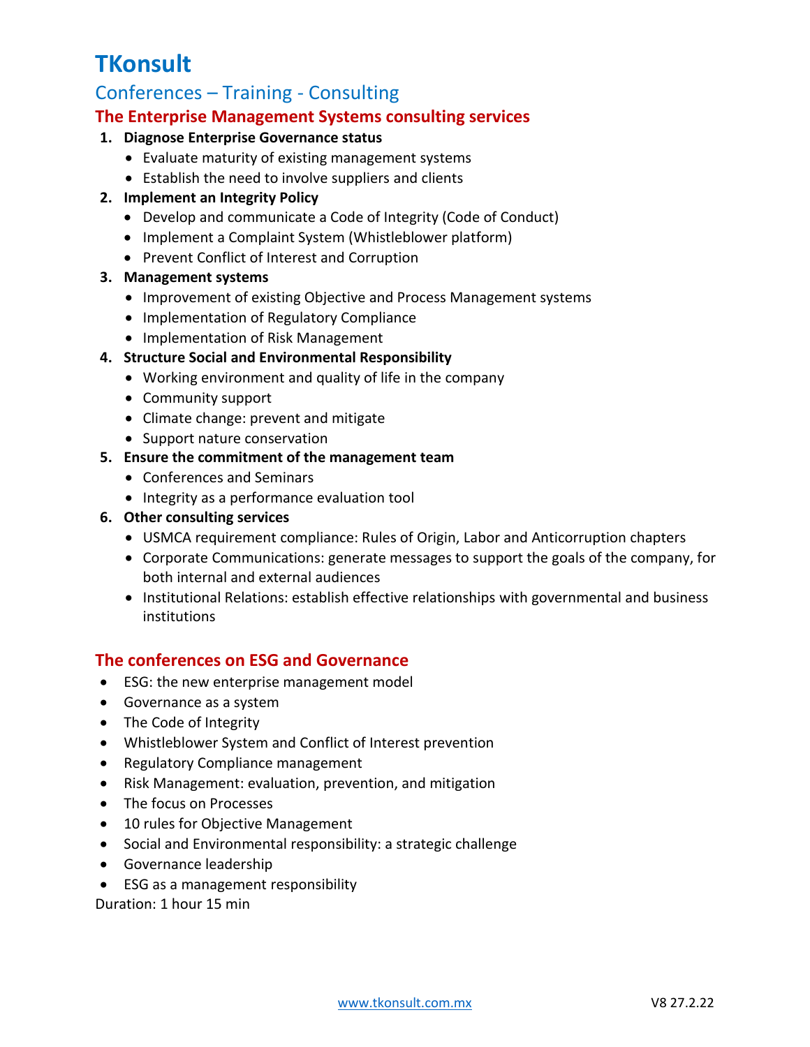# TKonsult

## Conferences – Training - Consulting

### The Enterprise Management Systems consulting services

1. **Diagnose Enterprise Governance status**
   - Evaluate maturity of existing management systems
   - Establish the need to involve suppliers and clients
2. **Implement an Integrity Policy**
   - Develop and communicate a Code of Integrity (Code of Conduct)
   - Implement a Complaint System (Whistleblower platform)
   - Prevent Conflict of Interest and Corruption
3. **Management systems**
   - Improvement of existing Objective and Process Management systems
   - Implementation of Regulatory Compliance
   - Implementation of Risk Management
4. **Structure Social and Environmental Responsibility**
   - Working environment and quality of life in the company
   - Community support
   - Climate change: prevent and mitigate
   - Support nature conservation
5. **Ensure the commitment of the management team**
   - Conferences and Seminars
   - Integrity as a performance evaluation tool
6. **Other consulting services**
   - USMCA requirement compliance: Rules of Origin, Labor and Anticorruption chapters
   - Corporate Communications: generate messages to support the goals of the company, for both internal and external audiences
   - Institutional Relations: establish effective relationships with governmental and business institutions

### The conferences on ESG and Governance

- ESG: the new enterprise management model
- Governance as a system
- The Code of Integrity
- Whistleblower System and Conflict of Interest prevention
- Regulatory Compliance management
- Risk Management: evaluation, prevention, and mitigation
- The focus on Processes
- 10 rules for Objective Management
- Social and Environmental responsibility: a strategic challenge
- Governance leadership
- ESG as a management responsibility

Duration: 1 hour 15 min

www.tkonsult.com.mx V8 27.2.22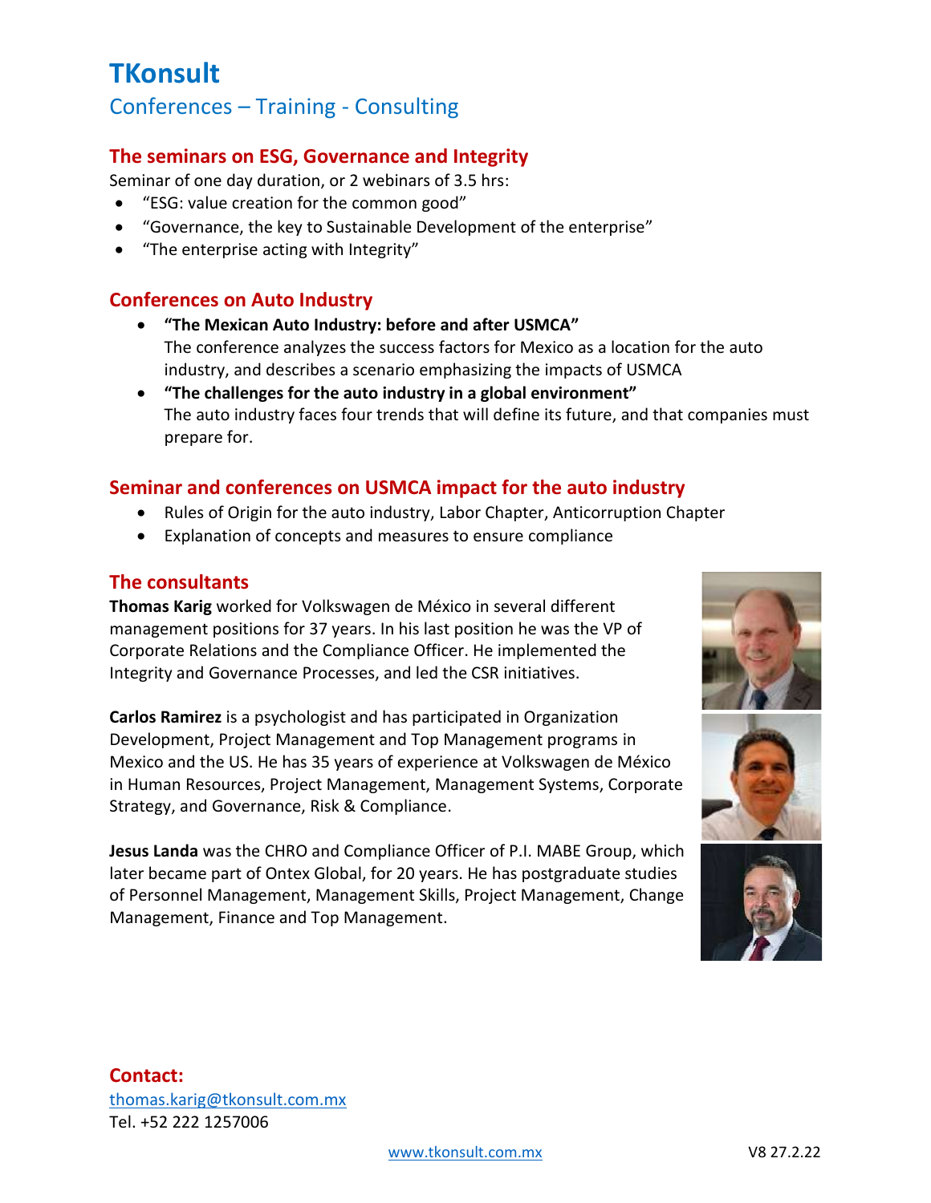# TKonsult

## Conferences – Training - Consulting

### The seminars on ESG, Governance and Integrity

Seminar of one day duration, or 2 webinars of 3.5 hrs:

- “ESG: value creation for the common good”
- “Governance, the key to Sustainable Development of the enterprise”
- “The enterprise acting with Integrity”

### Conferences on Auto Industry

- **“The Mexican Auto Industry: before and after USMCA”**
  The conference analyzes the success factors for Mexico as a location for the auto industry, and describes a scenario emphasizing the impacts of USMCA
- **“The challenges for the auto industry in a global environment”**
  The auto industry faces four trends that will define its future, and that companies must prepare for.

### Seminar and conferences on USMCA impact for the auto industry

- Rules of Origin for the auto industry, Labor Chapter, Anticorruption Chapter
- Explanation of concepts and measures to ensure compliance

### The consultants

**Thomas Karig** worked for Volkswagen de México in several different management positions for 37 years. In his last position he was the VP of Corporate Relations and the Compliance Officer. He implemented the Integrity and Governance Processes, and led the CSR initiatives.

**Carlos Ramirez** is a psychologist and has participated in Organization Development, Project Management and Top Management programs in Mexico and the US. He has 35 years of experience at Volkswagen de México in Human Resources, Project Management, Management Systems, Corporate Strategy, and Governance, Risk & Compliance.

**Jesus Landa** was the CHRO and Compliance Officer of P.I. MABE Group, which later became part of Ontex Global, for 20 years. He has postgraduate studies of Personnel Management, Management Skills, Project Management, Change Management, Finance and Top Management.

### Contact:

thomas.karig@tkonsult.com.mx
Tel. +52 222 1257006

www.tkonsult.com.mx

V8 27.2.22